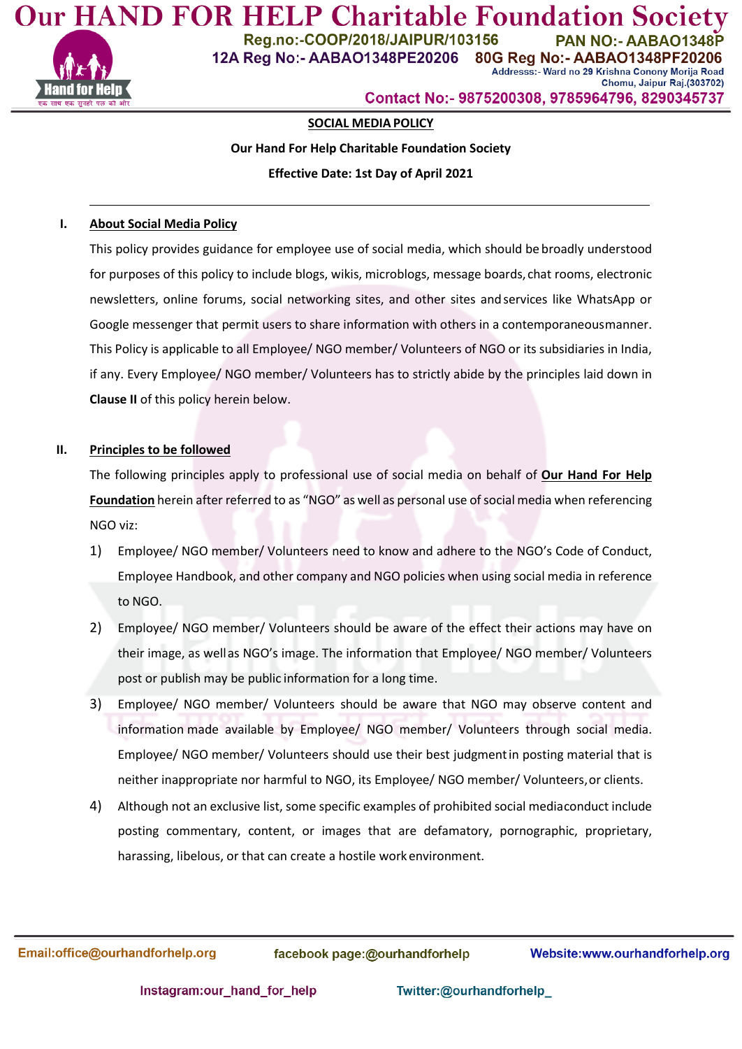# Our HAND FOR HELP Charitable Foundation Society

Reg.no:-COOP/2018/JAIPUR/103156 PAN NO:- AABAO1348P

12A Reg No:- AABAO1348PE20206 80G Reg No:- AABAO1348PF20206

Addresss:- Ward no 29 Krishna Conony Morija Road Chomu, Jaipur Raj.(303702)

Contact No:- 9875200308, 9785964796, 8290345737

**SOCIAL MEDIA POLICY**

**Our Hand For Help Charitable Foundation Society**

**Effective Date: 1st Day of April 2021**

---

## I. About Social Media Policy

This policy provides guidance for employee use of social media, which should be broadly understood for purposes of this policy to include blogs, wikis, microblogs, message boards, chat rooms, electronic newsletters, online forums, social networking sites, and other sites and services like WhatsApp or Google messenger that permit users to share information with others in a contemporaneous manner. This Policy is applicable to all Employee/ NGO member/ Volunteers of NGO or its subsidiaries in India, if any. Every Employee/ NGO member/ Volunteers has to strictly abide by the principles laid down in **Clause II** of this policy herein below.

## II. Principles to be followed

The following principles apply to professional use of social media on behalf of **Our Hand For Help Foundation** herein after referred to as "NGO" as well as personal use of social media when referencing NGO viz:

1) Employee/ NGO member/ Volunteers need to know and adhere to the NGO's Code of Conduct, Employee Handbook, and other company and NGO policies when using social media in reference to NGO.
2) Employee/ NGO member/ Volunteers should be aware of the effect their actions may have on their image, as well as NGO's image. The information that Employee/ NGO member/ Volunteers post or publish may be public information for a long time.
3) Employee/ NGO member/ Volunteers should be aware that NGO may observe content and information made available by Employee/ NGO member/ Volunteers through social media. Employee/ NGO member/ Volunteers should use their best judgment in posting material that is neither inappropriate nor harmful to NGO, its Employee/ NGO member/ Volunteers, or clients.
4) Although not an exclusive list, some specific examples of prohibited social media conduct include posting commentary, content, or images that are defamatory, pornographic, proprietary, harassing, libelous, or that can create a hostile work environment.

Email:office@ourhandforhelp.org facebook page:@ourhandforhelp Website:www.ourhandforhelp.org

Instagram:our_hand_for_help Twitter:@ourhandforhelp_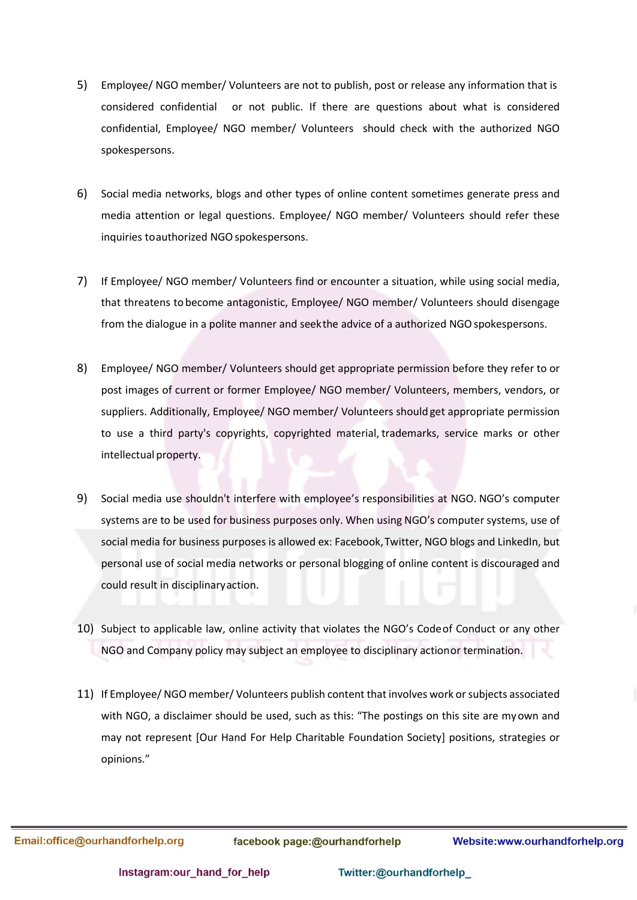5) Employee/ NGO member/ Volunteers are not to publish, post or release any information that is considered confidential or not public. If there are questions about what is considered confidential, Employee/ NGO member/ Volunteers should check with the authorized NGO spokespersons.

6) Social media networks, blogs and other types of online content sometimes generate press and media attention or legal questions. Employee/ NGO member/ Volunteers should refer these inquiries to authorized NGO spokespersons.

7) If Employee/ NGO member/ Volunteers find or encounter a situation, while using social media, that threatens to become antagonistic, Employee/ NGO member/ Volunteers should disengage from the dialogue in a polite manner and seek the advice of a authorized NGO spokespersons.

8) Employee/ NGO member/ Volunteers should get appropriate permission before they refer to or post images of current or former Employee/ NGO member/ Volunteers, members, vendors, or suppliers. Additionally, Employee/ NGO member/ Volunteers should get appropriate permission to use a third party's copyrights, copyrighted material, trademarks, service marks or other intellectual property.

9) Social media use shouldn't interfere with employee's responsibilities at NGO. NGO's computer systems are to be used for business purposes only. When using NGO's computer systems, use of social media for business purposes is allowed ex: Facebook, Twitter, NGO blogs and LinkedIn, but personal use of social media networks or personal blogging of online content is discouraged and could result in disciplinary action.

10) Subject to applicable law, online activity that violates the NGO's Code of Conduct or any other NGO and Company policy may subject an employee to disciplinary action or termination.

11) If Employee/ NGO member/ Volunteers publish content that involves work or subjects associated with NGO, a disclaimer should be used, such as this: "The postings on this site are my own and may not represent [Our Hand For Help Charitable Foundation Society] positions, strategies or opinions."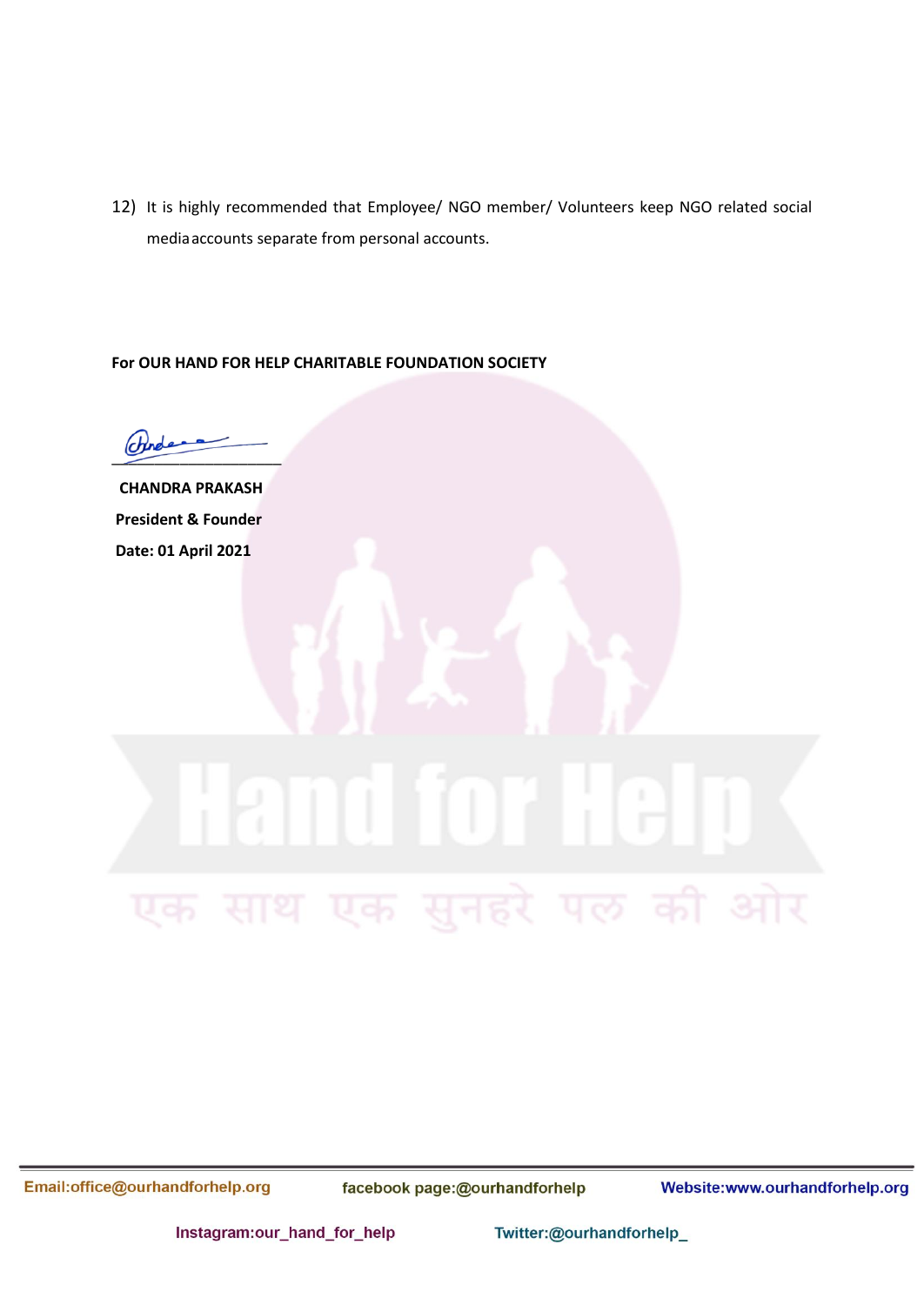12) It is highly recommended that Employee/ NGO member/ Volunteers keep NGO related social media accounts separate from personal accounts.

**For OUR HAND FOR HELP CHARITABLE FOUNDATION SOCIETY**

**CHANDRA PRAKASH**
**President & Founder**
**Date: 01 April 2021**

Email:office@ourhandforhelp.org facebook page:@ourhandforhelp Website:www.ourhandforhelp.org

Instagram:our_hand_for_help Twitter:@ourhandforhelp_